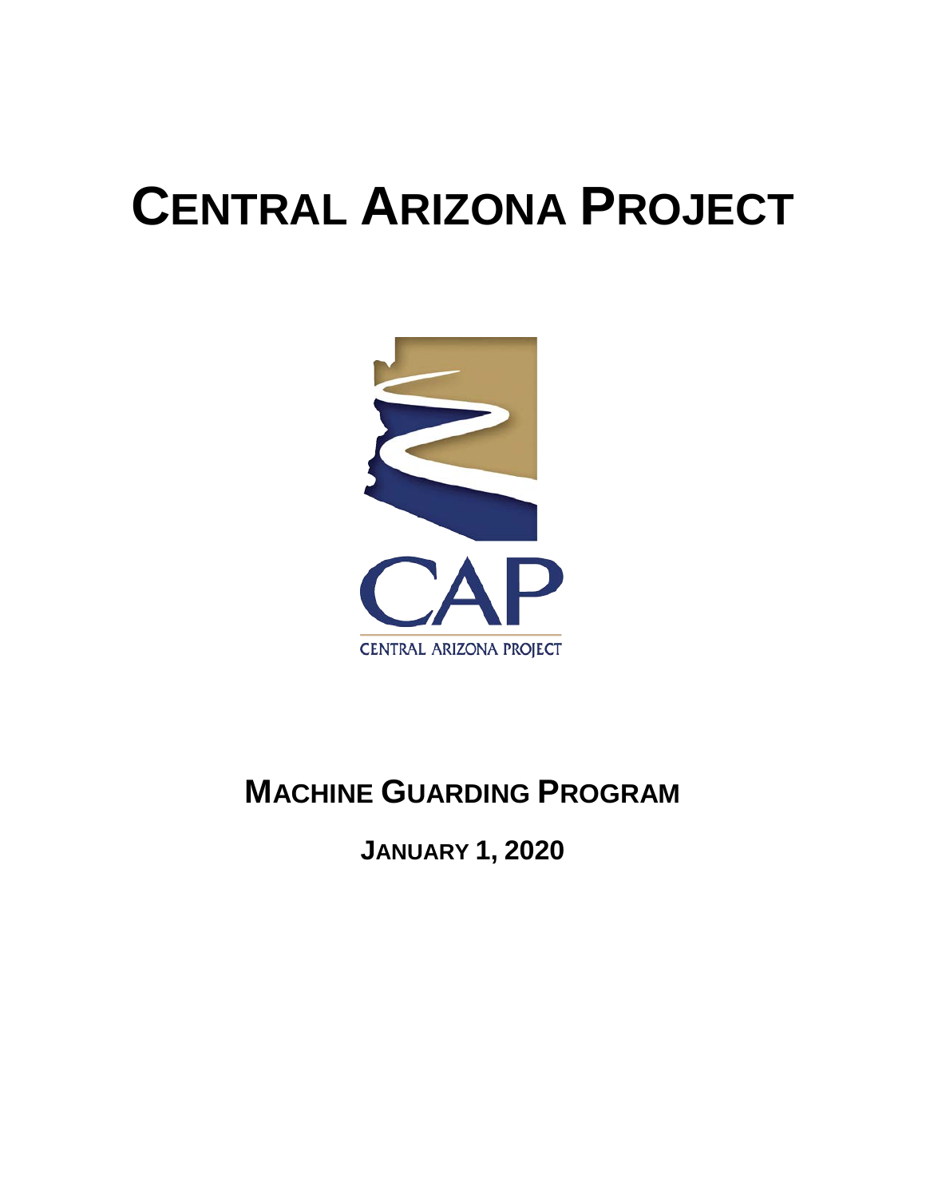# CENTRAL ARIZONA PROJECT

CAP

CENTRAL ARIZONA PROJECT

## MACHINE GUARDING PROGRAM

**JANUARY 1, 2020**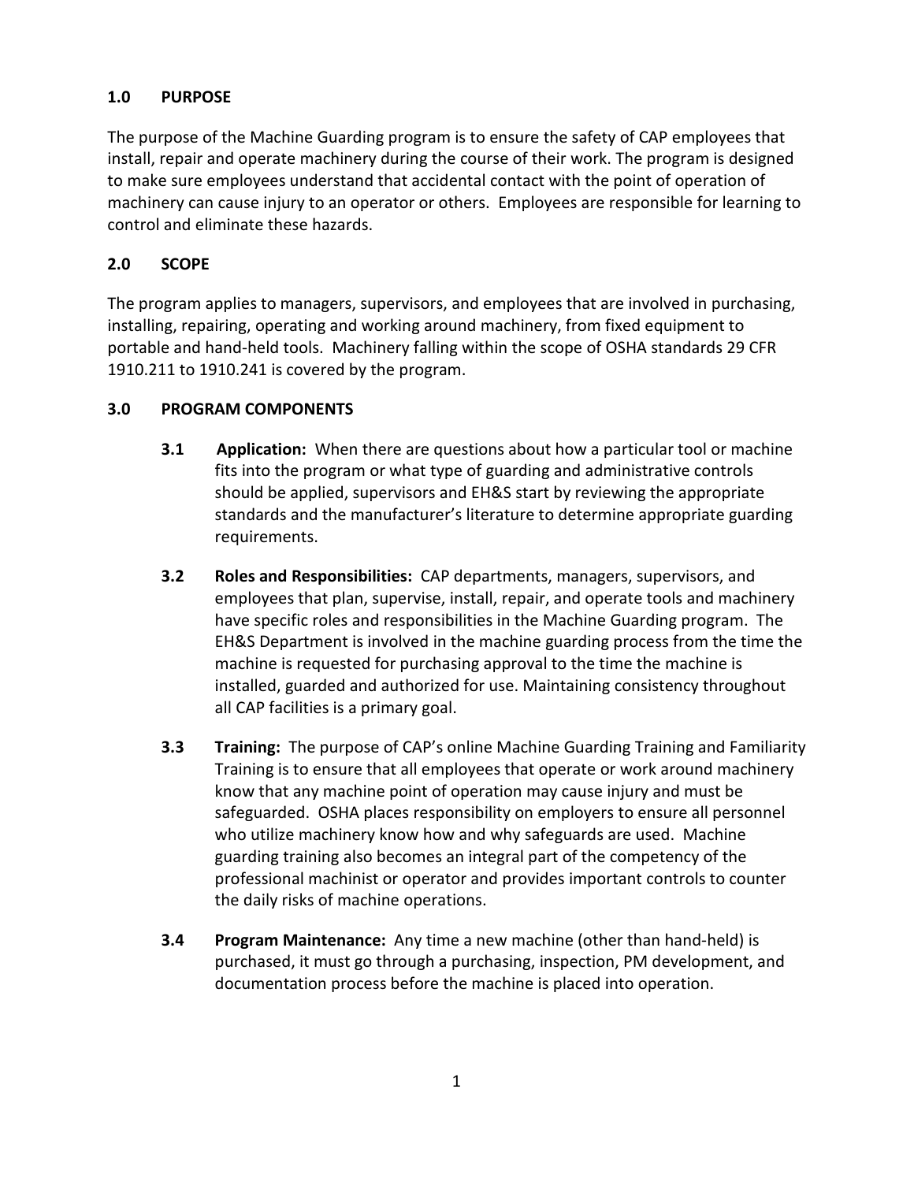## 1.0 PURPOSE

The purpose of the Machine Guarding program is to ensure the safety of CAP employees that install, repair and operate machinery during the course of their work. The program is designed to make sure employees understand that accidental contact with the point of operation of machinery can cause injury to an operator or others. Employees are responsible for learning to control and eliminate these hazards.

## 2.0 SCOPE

The program applies to managers, supervisors, and employees that are involved in purchasing, installing, repairing, operating and working around machinery, from fixed equipment to portable and hand-held tools. Machinery falling within the scope of OSHA standards 29 CFR 1910.211 to 1910.241 is covered by the program.

## 3.0 PROGRAM COMPONENTS

**3.1 Application:** When there are questions about how a particular tool or machine fits into the program or what type of guarding and administrative controls should be applied, supervisors and EH&S start by reviewing the appropriate standards and the manufacturer's literature to determine appropriate guarding requirements.

**3.2 Roles and Responsibilities:** CAP departments, managers, supervisors, and employees that plan, supervise, install, repair, and operate tools and machinery have specific roles and responsibilities in the Machine Guarding program. The EH&S Department is involved in the machine guarding process from the time the machine is requested for purchasing approval to the time the machine is installed, guarded and authorized for use. Maintaining consistency throughout all CAP facilities is a primary goal.

**3.3 Training:** The purpose of CAP's online Machine Guarding Training and Familiarity Training is to ensure that all employees that operate or work around machinery know that any machine point of operation may cause injury and must be safeguarded. OSHA places responsibility on employers to ensure all personnel who utilize machinery know how and why safeguards are used. Machine guarding training also becomes an integral part of the competency of the professional machinist or operator and provides important controls to counter the daily risks of machine operations.

**3.4 Program Maintenance:** Any time a new machine (other than hand-held) is purchased, it must go through a purchasing, inspection, PM development, and documentation process before the machine is placed into operation.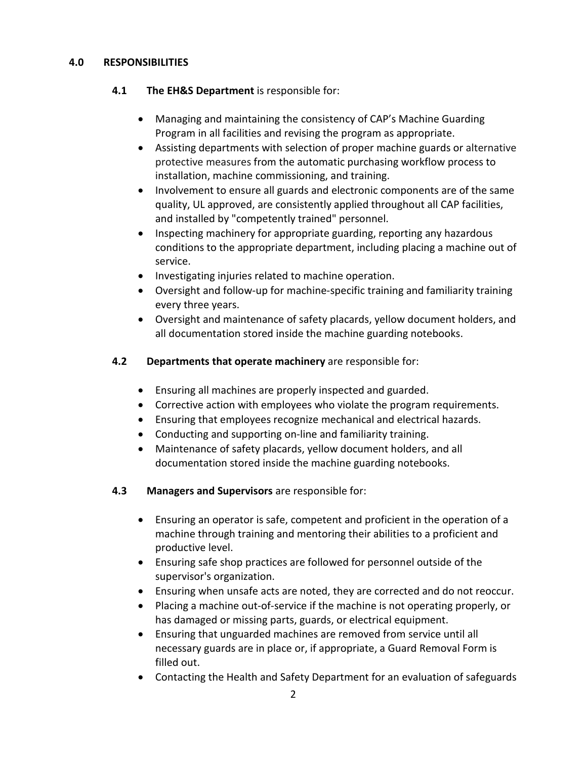## 4.0 RESPONSIBILITIES

### 4.1 **The EH&S Department** is responsible for:

- Managing and maintaining the consistency of CAP's Machine Guarding Program in all facilities and revising the program as appropriate.
- Assisting departments with selection of proper machine guards or alternative protective measures from the automatic purchasing workflow process to installation, machine commissioning, and training.
- Involvement to ensure all guards and electronic components are of the same quality, UL approved, are consistently applied throughout all CAP facilities, and installed by "competently trained" personnel.
- Inspecting machinery for appropriate guarding, reporting any hazardous conditions to the appropriate department, including placing a machine out of service.
- Investigating injuries related to machine operation.
- Oversight and follow-up for machine-specific training and familiarity training every three years.
- Oversight and maintenance of safety placards, yellow document holders, and all documentation stored inside the machine guarding notebooks.

### 4.2 **Departments that operate machinery** are responsible for:

- Ensuring all machines are properly inspected and guarded.
- Corrective action with employees who violate the program requirements.
- Ensuring that employees recognize mechanical and electrical hazards.
- Conducting and supporting on-line and familiarity training.
- Maintenance of safety placards, yellow document holders, and all documentation stored inside the machine guarding notebooks.

### 4.3 **Managers and Supervisors** are responsible for:

- Ensuring an operator is safe, competent and proficient in the operation of a machine through training and mentoring their abilities to a proficient and productive level.
- Ensuring safe shop practices are followed for personnel outside of the supervisor's organization.
- Ensuring when unsafe acts are noted, they are corrected and do not reoccur.
- Placing a machine out-of-service if the machine is not operating properly, or has damaged or missing parts, guards, or electrical equipment.
- Ensuring that unguarded machines are removed from service until all necessary guards are in place or, if appropriate, a Guard Removal Form is filled out.
- Contacting the Health and Safety Department for an evaluation of safeguards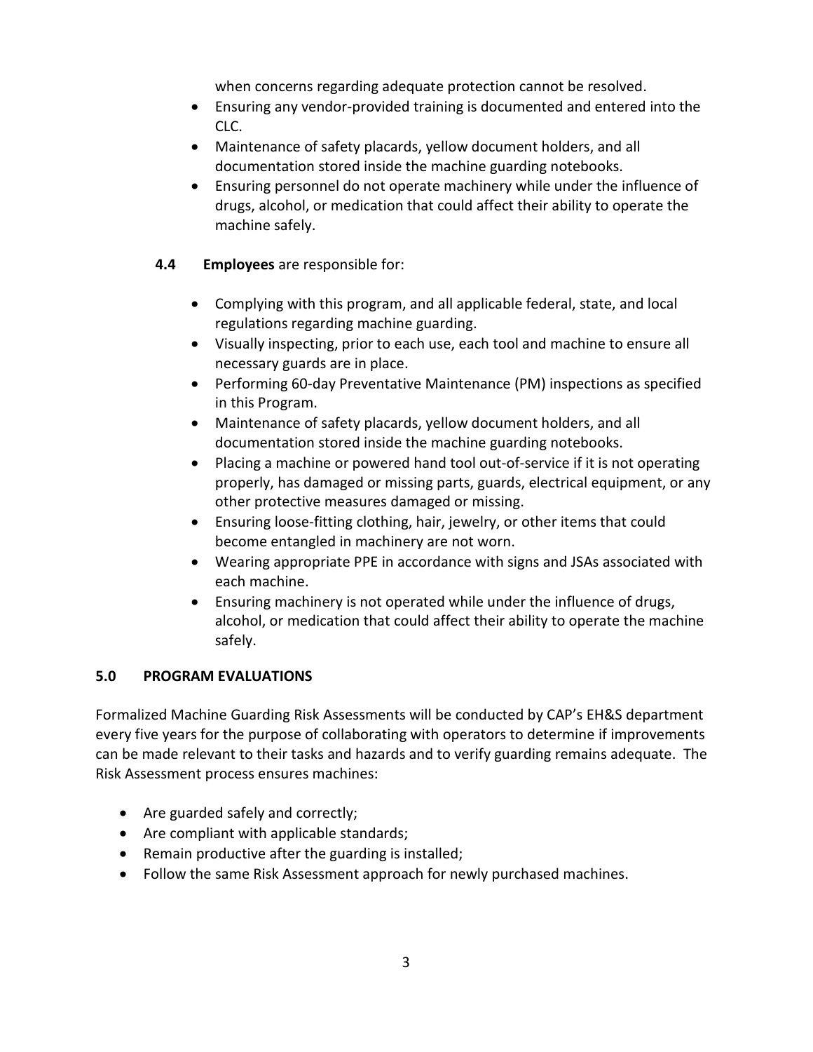when concerns regarding adequate protection cannot be resolved.

- Ensuring any vendor-provided training is documented and entered into the CLC.
- Maintenance of safety placards, yellow document holders, and all documentation stored inside the machine guarding notebooks.
- Ensuring personnel do not operate machinery while under the influence of drugs, alcohol, or medication that could affect their ability to operate the machine safely.

**4.4 Employees** are responsible for:

- Complying with this program, and all applicable federal, state, and local regulations regarding machine guarding.
- Visually inspecting, prior to each use, each tool and machine to ensure all necessary guards are in place.
- Performing 60-day Preventative Maintenance (PM) inspections as specified in this Program.
- Maintenance of safety placards, yellow document holders, and all documentation stored inside the machine guarding notebooks.
- Placing a machine or powered hand tool out-of-service if it is not operating properly, has damaged or missing parts, guards, electrical equipment, or any other protective measures damaged or missing.
- Ensuring loose-fitting clothing, hair, jewelry, or other items that could become entangled in machinery are not worn.
- Wearing appropriate PPE in accordance with signs and JSAs associated with each machine.
- Ensuring machinery is not operated while under the influence of drugs, alcohol, or medication that could affect their ability to operate the machine safely.

## 5.0 PROGRAM EVALUATIONS

Formalized Machine Guarding Risk Assessments will be conducted by CAP's EH&S department every five years for the purpose of collaborating with operators to determine if improvements can be made relevant to their tasks and hazards and to verify guarding remains adequate. The Risk Assessment process ensures machines:

- Are guarded safely and correctly;
- Are compliant with applicable standards;
- Remain productive after the guarding is installed;
- Follow the same Risk Assessment approach for newly purchased machines.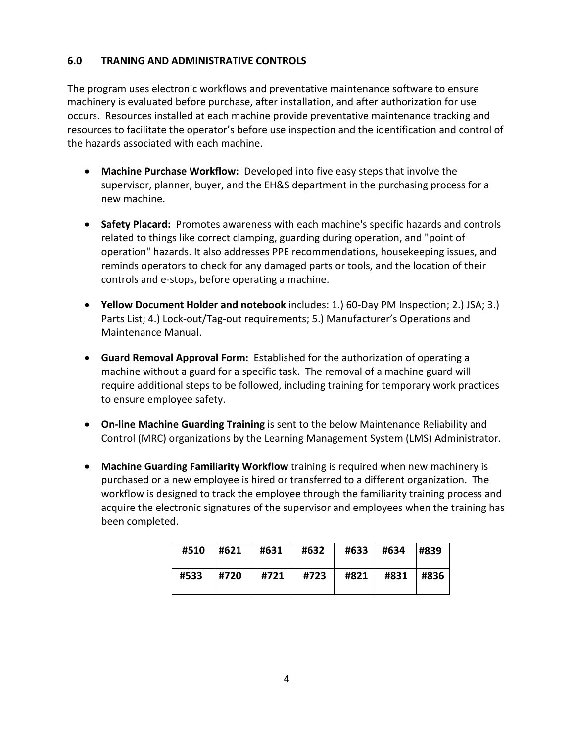### 6.0 TRANING AND ADMINISTRATIVE CONTROLS

The program uses electronic workflows and preventative maintenance software to ensure machinery is evaluated before purchase, after installation, and after authorization for use occurs. Resources installed at each machine provide preventative maintenance tracking and resources to facilitate the operator's before use inspection and the identification and control of the hazards associated with each machine.

- **Machine Purchase Workflow:** Developed into five easy steps that involve the supervisor, planner, buyer, and the EH&S department in the purchasing process for a new machine.

- **Safety Placard:** Promotes awareness with each machine's specific hazards and controls related to things like correct clamping, guarding during operation, and "point of operation" hazards. It also addresses PPE recommendations, housekeeping issues, and reminds operators to check for any damaged parts or tools, and the location of their controls and e-stops, before operating a machine.

- **Yellow Document Holder and notebook** includes: 1.) 60-Day PM Inspection; 2.) JSA; 3.) Parts List; 4.) Lock-out/Tag-out requirements; 5.) Manufacturer's Operations and Maintenance Manual.

- **Guard Removal Approval Form:** Established for the authorization of operating a machine without a guard for a specific task. The removal of a machine guard will require additional steps to be followed, including training for temporary work practices to ensure employee safety.

- **On-line Machine Guarding Training** is sent to the below Maintenance Reliability and Control (MRC) organizations by the Learning Management System (LMS) Administrator.

- **Machine Guarding Familiarity Workflow** training is required when new machinery is purchased or a new employee is hired or transferred to a different organization. The workflow is designed to track the employee through the familiarity training process and acquire the electronic signatures of the supervisor and employees when the training has been completed.

| | | | | | | |
|---|---|---|---|---|---|---|
| #510 | #621 | #631 | #632 | #633 | #634 | #839 |
| #533 | #720 | #721 | #723 | #821 | #831 | #836 |